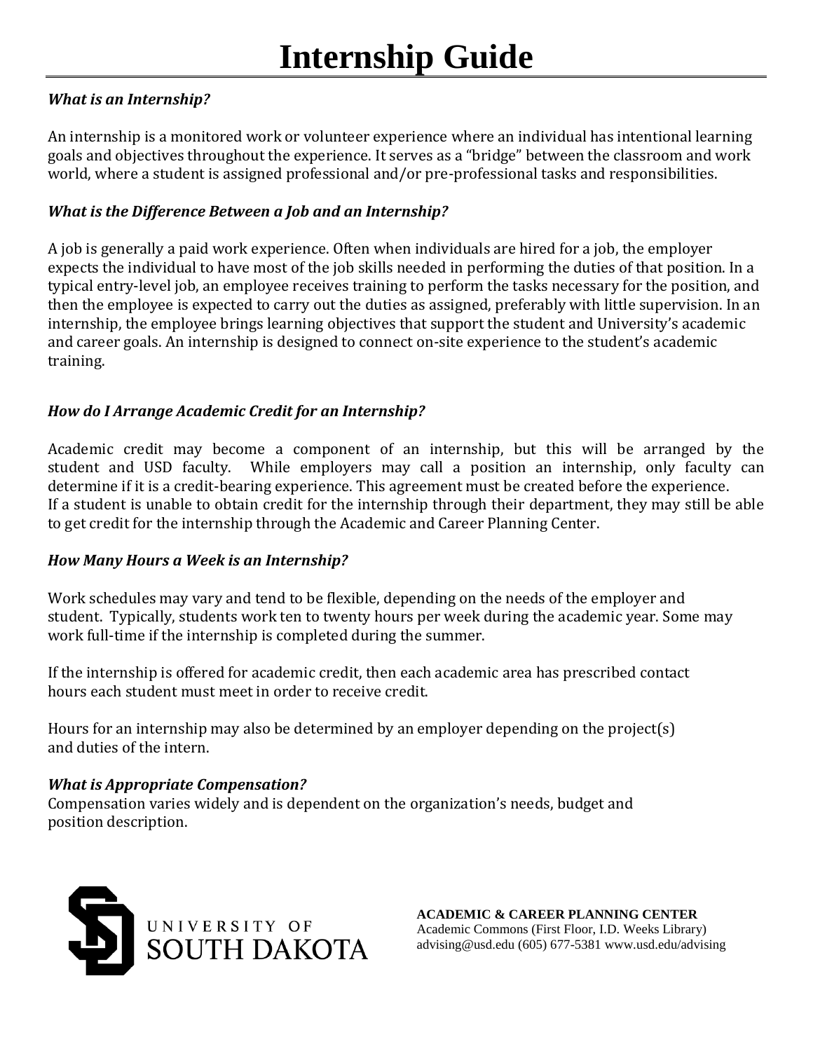# Internship Guide

***What is an Internship?***

An internship is a monitored work or volunteer experience where an individual has intentional learning goals and objectives throughout the experience. It serves as a "bridge" between the classroom and work world, where a student is assigned professional and/or pre-professional tasks and responsibilities.

***What is the Difference Between a Job and an Internship?***

A job is generally a paid work experience. Often when individuals are hired for a job, the employer expects the individual to have most of the job skills needed in performing the duties of that position. In a typical entry-level job, an employee receives training to perform the tasks necessary for the position, and then the employee is expected to carry out the duties as assigned, preferably with little supervision. In an internship, the employee brings learning objectives that support the student and University's academic and career goals. An internship is designed to connect on-site experience to the student's academic training.

***How do I Arrange Academic Credit for an Internship?***

Academic credit may become a component of an internship, but this will be arranged by the student and USD faculty. While employers may call a position an internship, only faculty can determine if it is a credit-bearing experience. This agreement must be created before the experience. If a student is unable to obtain credit for the internship through their department, they may still be able to get credit for the internship through the Academic and Career Planning Center.

***How Many Hours a Week is an Internship?***

Work schedules may vary and tend to be flexible, depending on the needs of the employer and student. Typically, students work ten to twenty hours per week during the academic year. Some may work full-time if the internship is completed during the summer.

If the internship is offered for academic credit, then each academic area has prescribed contact hours each student must meet in order to receive credit.

Hours for an internship may also be determined by an employer depending on the project(s) and duties of the intern.

***What is Appropriate Compensation?***

Compensation varies widely and is dependent on the organization's needs, budget and position description.

UNIVERSITY OF SOUTH DAKOTA

**ACADEMIC & CAREER PLANNING CENTER**
Academic Commons (First Floor, I.D. Weeks Library)
advising@usd.edu (605) 677-5381 www.usd.edu/advising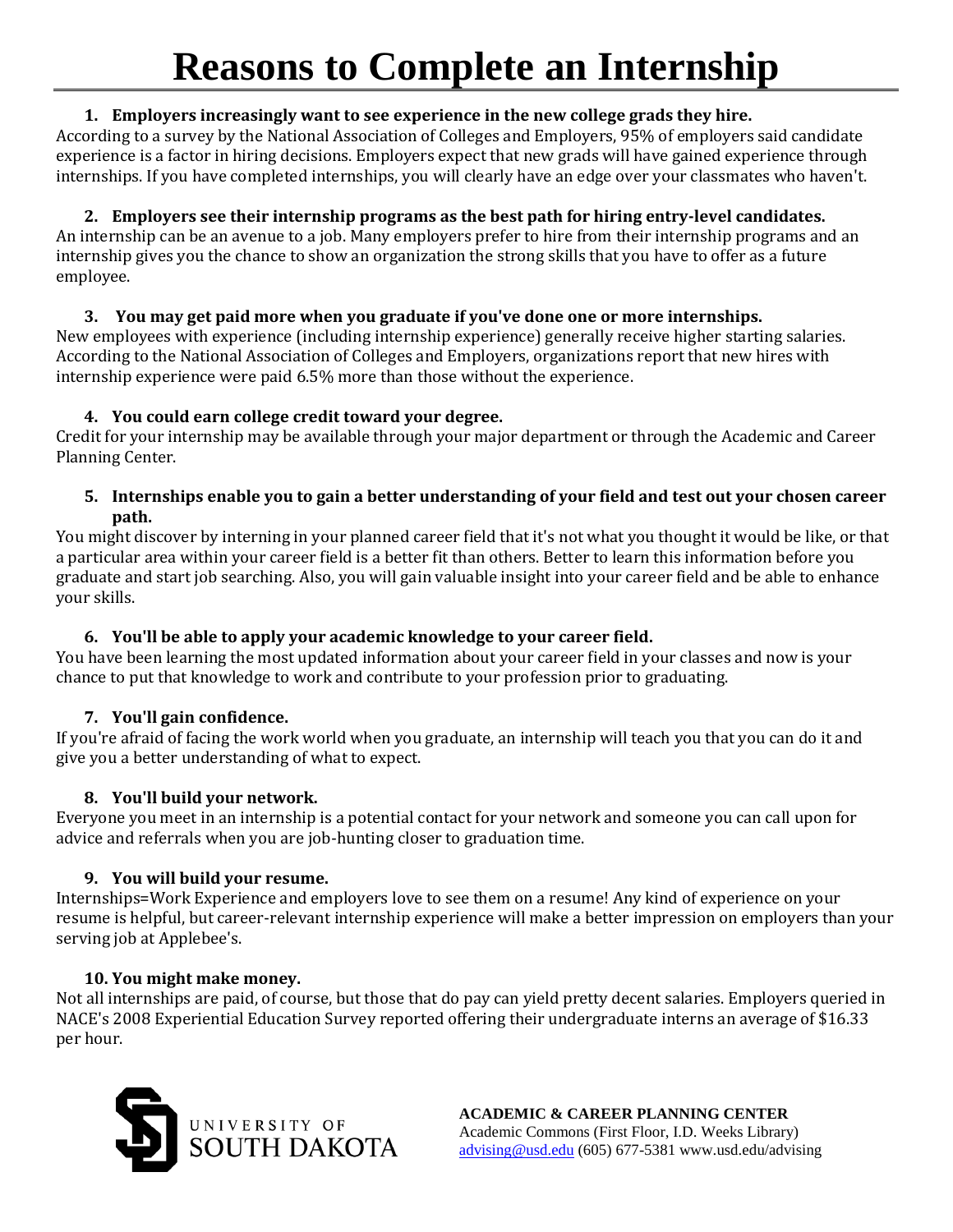# Reasons to Complete an Internship

1. **Employers increasingly want to see experience in the new college grads they hire.**

According to a survey by the National Association of Colleges and Employers, 95% of employers said candidate experience is a factor in hiring decisions. Employers expect that new grads will have gained experience through internships. If you have completed internships, you will clearly have an edge over your classmates who haven't.

2. **Employers see their internship programs as the best path for hiring entry-level candidates.**

An internship can be an avenue to a job. Many employers prefer to hire from their internship programs and an internship gives you the chance to show an organization the strong skills that you have to offer as a future employee.

3. **You may get paid more when you graduate if you've done one or more internships.**

New employees with experience (including internship experience) generally receive higher starting salaries. According to the National Association of Colleges and Employers, organizations report that new hires with internship experience were paid 6.5% more than those without the experience.

4. **You could earn college credit toward your degree.**

Credit for your internship may be available through your major department or through the Academic and Career Planning Center.

5. **Internships enable you to gain a better understanding of your field and test out your chosen career path.**

You might discover by interning in your planned career field that it's not what you thought it would be like, or that a particular area within your career field is a better fit than others. Better to learn this information before you graduate and start job searching. Also, you will gain valuable insight into your career field and be able to enhance your skills.

6. **You'll be able to apply your academic knowledge to your career field.**

You have been learning the most updated information about your career field in your classes and now is your chance to put that knowledge to work and contribute to your profession prior to graduating.

7. **You'll gain confidence.**

If you're afraid of facing the work world when you graduate, an internship will teach you that you can do it and give you a better understanding of what to expect.

8. **You'll build your network.**

Everyone you meet in an internship is a potential contact for your network and someone you can call upon for advice and referrals when you are job-hunting closer to graduation time.

9. **You will build your resume.**

Internships=Work Experience and employers love to see them on a resume! Any kind of experience on your resume is helpful, but career-relevant internship experience will make a better impression on employers than your serving job at Applebee's.

10. **You might make money.**

Not all internships are paid, of course, but those that do pay can yield pretty decent salaries. Employers queried in NACE's 2008 Experiential Education Survey reported offering their undergraduate interns an average of $16.33 per hour.

UNIVERSITY OF SOUTH DAKOTA

**ACADEMIC & CAREER PLANNING CENTER**
Academic Commons (First Floor, I.D. Weeks Library)
advising@usd.edu (605) 677-5381 www.usd.edu/advising